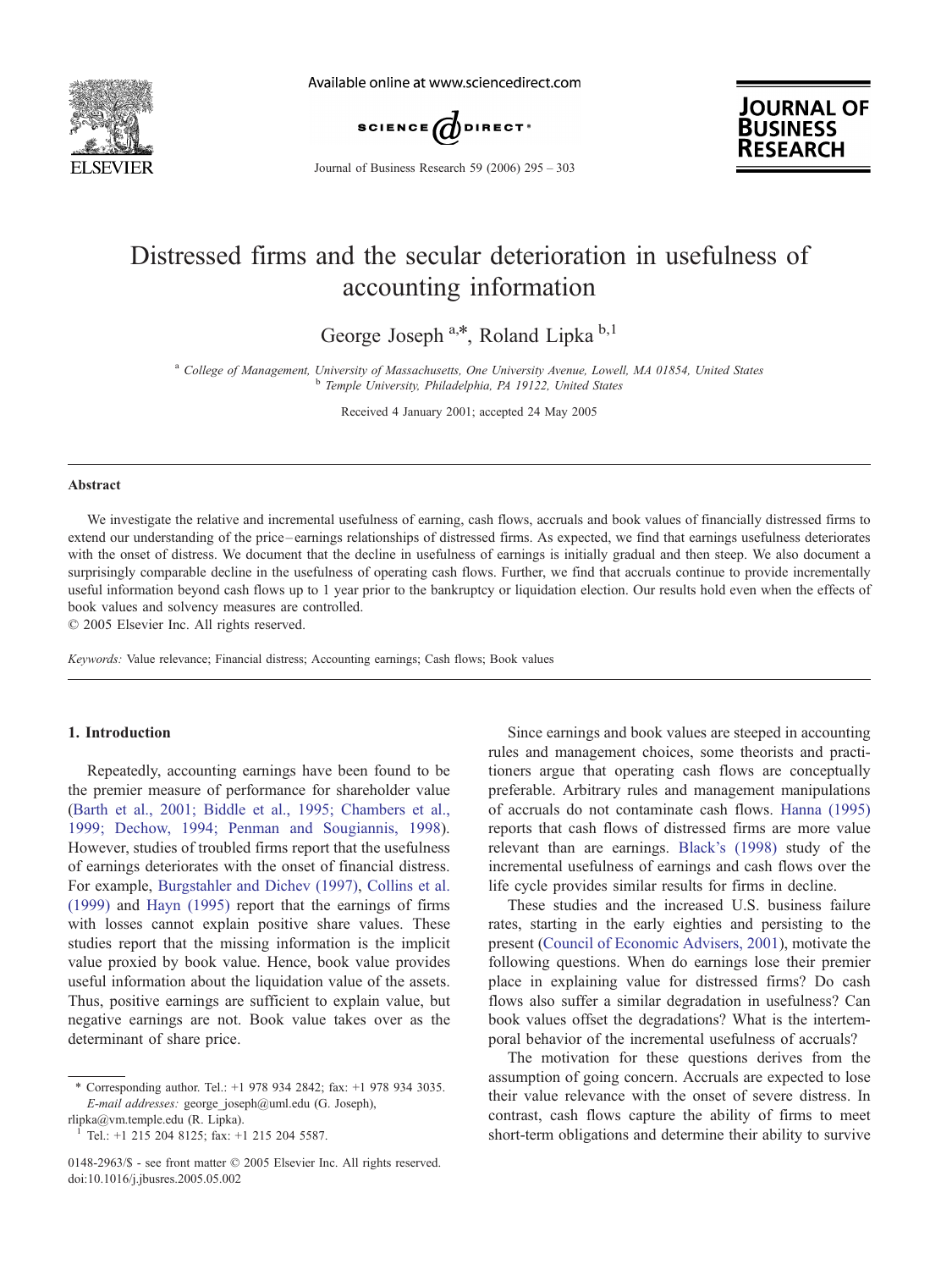# Distressed firms and the secular deterioration in usefulness of accounting information

George Joseph [a,*], Roland Lipka [b,1]

[a] College of Management, University of Massachusetts, One University Avenue, Lowell, MA 01854, United States
[b] Temple University, Philadelphia, PA 19122, United States

Received 4 January 2001; accepted 24 May 2005

## Abstract

We investigate the relative and incremental usefulness of earning, cash flows, accruals and book values of financially distressed firms to extend our understanding of the price–earnings relationships of distressed firms. As expected, we find that earnings usefulness deteriorates with the onset of distress. We document that the decline in usefulness of earnings is initially gradual and then steep. We also document a surprisingly comparable decline in the usefulness of operating cash flows. Further, we find that accruals continue to provide incrementally useful information beyond cash flows up to 1 year prior to the bankruptcy or liquidation election. Our results hold even when the effects of book values and solvency measures are controlled.

© 2005 Elsevier Inc. All rights reserved.

*Keywords:* Value relevance; Financial distress; Accounting earnings; Cash flows; Book values

## 1. Introduction

Repeatedly, accounting earnings have been found to be the premier measure of performance for shareholder value (Barth et al., 2001; Biddle et al., 1995; Chambers et al., 1999; Dechow, 1994; Penman and Sougiannis, 1998). However, studies of troubled firms report that the usefulness of earnings deteriorates with the onset of financial distress. For example, Burgstahler and Dichev (1997), Collins et al. (1999) and Hayn (1995) report that the earnings of firms with losses cannot explain positive share values. These studies report that the missing information is the implicit value proxied by book value. Hence, book value provides useful information about the liquidation value of the assets. Thus, positive earnings are sufficient to explain value, but negative earnings are not. Book value takes over as the determinant of share price.

Since earnings and book values are steeped in accounting rules and management choices, some theorists and practitioners argue that operating cash flows are conceptually preferable. Arbitrary rules and management manipulations of accruals do not contaminate cash flows. Hanna (1995) reports that cash flows of distressed firms are more value relevant than are earnings. Black's (1998) study of the incremental usefulness of earnings and cash flows over the life cycle provides similar results for firms in decline.

These studies and the increased U.S. business failure rates, starting in the early eighties and persisting to the present (Council of Economic Advisers, 2001), motivate the following questions. When do earnings lose their premier place in explaining value for distressed firms? Do cash flows also suffer a similar degradation in usefulness? Can book values offset the degradations? What is the intertemporal behavior of the incremental usefulness of accruals?

The motivation for these questions derives from the assumption of going concern. Accruals are expected to lose their value relevance with the onset of severe distress. In contrast, cash flows capture the ability of firms to meet short-term obligations and determine their ability to survive

* Corresponding author. Tel.: +1 978 934 2842; fax: +1 978 934 3035. *E-mail addresses:* george_joseph@uml.edu (G. Joseph), rlipka@vm.temple.edu (R. Lipka).

[1] Tel.: +1 215 204 8125; fax: +1 215 204 5587.

0148-2963/$ - see front matter © 2005 Elsevier Inc. All rights reserved.
doi:10.1016/j.jbusres.2005.05.002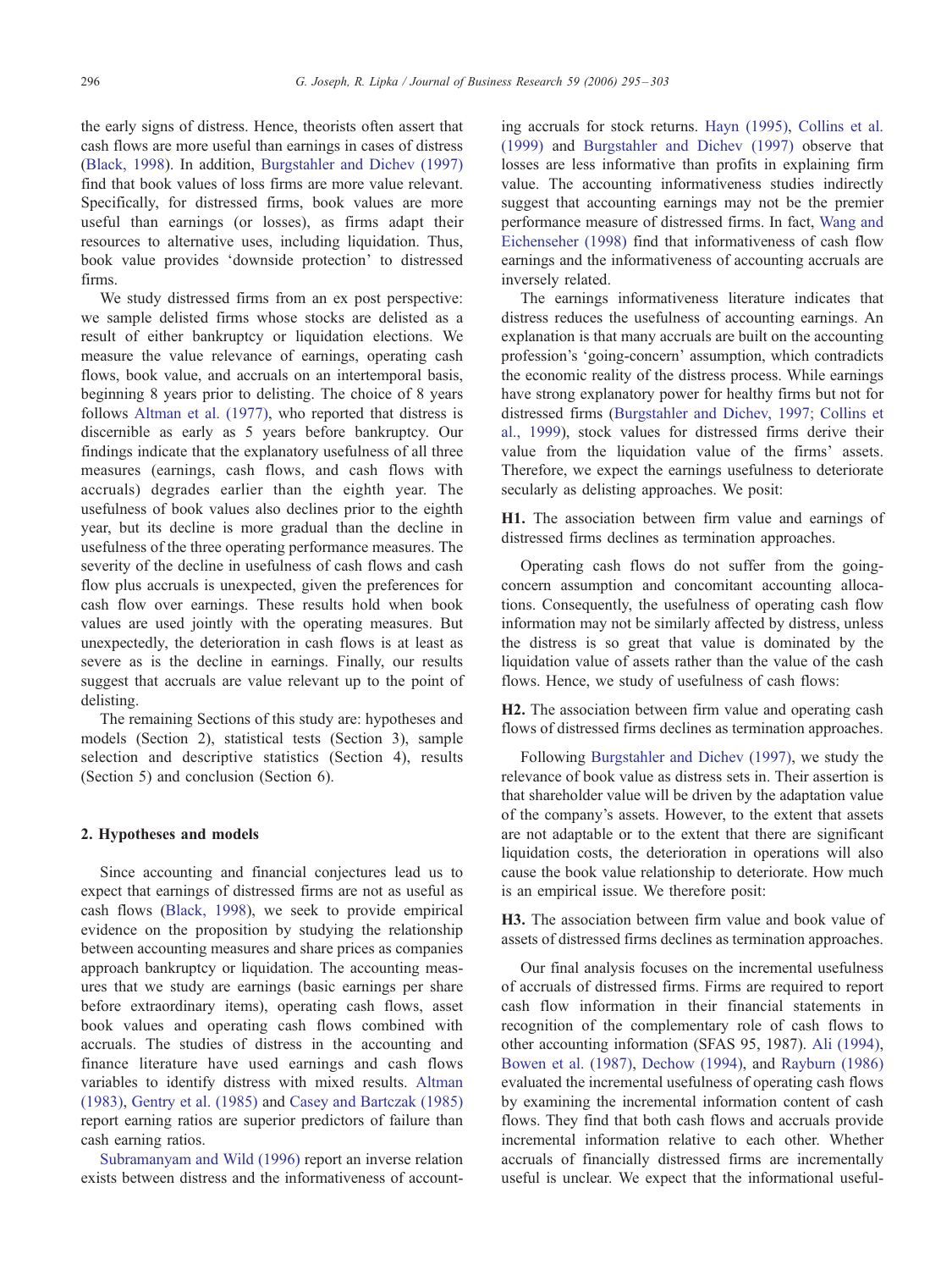the early signs of distress. Hence, theorists often assert that cash flows are more useful than earnings in cases of distress (Black, 1998). In addition, Burgstahler and Dichev (1997) find that book values of loss firms are more value relevant. Specifically, for distressed firms, book values are more useful than earnings (or losses), as firms adapt their resources to alternative uses, including liquidation. Thus, book value provides 'downside protection' to distressed firms.

We study distressed firms from an ex post perspective: we sample delisted firms whose stocks are delisted as a result of either bankruptcy or liquidation elections. We measure the value relevance of earnings, operating cash flows, book value, and accruals on an intertemporal basis, beginning 8 years prior to delisting. The choice of 8 years follows Altman et al. (1977), who reported that distress is discernible as early as 5 years before bankruptcy. Our findings indicate that the explanatory usefulness of all three measures (earnings, cash flows, and cash flows with accruals) degrades earlier than the eighth year. The usefulness of book values also declines prior to the eighth year, but its decline is more gradual than the decline in usefulness of the three operating performance measures. The severity of the decline in usefulness of cash flows and cash flow plus accruals is unexpected, given the preferences for cash flow over earnings. These results hold when book values are used jointly with the operating measures. But unexpectedly, the deterioration in cash flows is at least as severe as is the decline in earnings. Finally, our results suggest that accruals are value relevant up to the point of delisting.

The remaining Sections of this study are: hypotheses and models (Section 2), statistical tests (Section 3), sample selection and descriptive statistics (Section 4), results (Section 5) and conclusion (Section 6).

## 2. Hypotheses and models

Since accounting and financial conjectures lead us to expect that earnings of distressed firms are not as useful as cash flows (Black, 1998), we seek to provide empirical evidence on the proposition by studying the relationship between accounting measures and share prices as companies approach bankruptcy or liquidation. The accounting measures that we study are earnings (basic earnings per share before extraordinary items), operating cash flows, asset book values and operating cash flows combined with accruals. The studies of distress in the accounting and finance literature have used earnings and cash flows variables to identify distress with mixed results. Altman (1983), Gentry et al. (1985) and Casey and Bartczak (1985) report earning ratios are superior predictors of failure than cash earning ratios.

Subramanyam and Wild (1996) report an inverse relation exists between distress and the informativeness of accounting accruals for stock returns. Hayn (1995), Collins et al. (1999) and Burgstahler and Dichev (1997) observe that losses are less informative than profits in explaining firm value. The accounting informativeness studies indirectly suggest that accounting earnings may not be the premier performance measure of distressed firms. In fact, Wang and Eichenseher (1998) find that informativeness of cash flow earnings and the informativeness of accounting accruals are inversely related.

The earnings informativeness literature indicates that distress reduces the usefulness of accounting earnings. An explanation is that many accruals are built on the accounting profession's 'going-concern' assumption, which contradicts the economic reality of the distress process. While earnings have strong explanatory power for healthy firms but not for distressed firms (Burgstahler and Dichev, 1997; Collins et al., 1999), stock values for distressed firms derive their value from the liquidation value of the firms' assets. Therefore, we expect the earnings usefulness to deteriorate secularly as delisting approaches. We posit:

**H1.** The association between firm value and earnings of distressed firms declines as termination approaches.

Operating cash flows do not suffer from the going-concern assumption and concomitant accounting allocations. Consequently, the usefulness of operating cash flow information may not be similarly affected by distress, unless the distress is so great that value is dominated by the liquidation value of assets rather than the value of the cash flows. Hence, we study of usefulness of cash flows:

**H2.** The association between firm value and operating cash flows of distressed firms declines as termination approaches.

Following Burgstahler and Dichev (1997), we study the relevance of book value as distress sets in. Their assertion is that shareholder value will be driven by the adaptation value of the company's assets. However, to the extent that assets are not adaptable or to the extent that there are significant liquidation costs, the deterioration in operations will also cause the book value relationship to deteriorate. How much is an empirical issue. We therefore posit:

**H3.** The association between firm value and book value of assets of distressed firms declines as termination approaches.

Our final analysis focuses on the incremental usefulness of accruals of distressed firms. Firms are required to report cash flow information in their financial statements in recognition of the complementary role of cash flows to other accounting information (SFAS 95, 1987). Ali (1994), Bowen et al. (1987), Dechow (1994), and Rayburn (1986) evaluated the incremental usefulness of operating cash flows by examining the incremental information content of cash flows. They find that both cash flows and accruals provide incremental information relative to each other. Whether accruals of financially distressed firms are incrementally useful is unclear. We expect that the informational useful-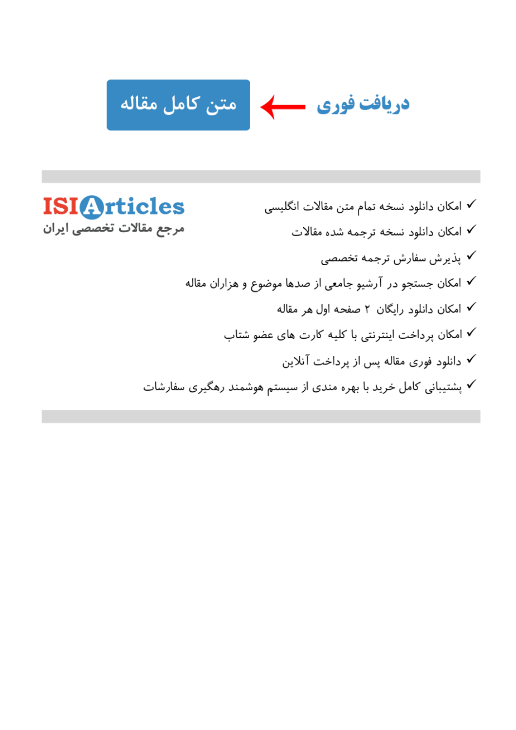**دریافت فوری** ← **متن کامل مقاله**

---

**ISIArticles**
مرجع مقالات تخصصی ایران

- ✓ امکان دانلود نسخه تمام متن مقالات انگلیسی
- ✓ امکان دانلود نسخه ترجمه شده مقالات
- ✓ پذیرش سفارش ترجمه تخصصی
- ✓ امکان جستجو در آرشیو جامعی از صدها موضوع و هزاران مقاله
- ✓ امکان دانلود رایگان ۲ صفحه اول هر مقاله
- ✓ امکان پرداخت اینترنتی با کلیه کارت های عضو شتاب
- ✓ دانلود فوری مقاله پس از پرداخت آنلاین
- ✓ پشتیبانی کامل خرید با بهره مندی از سیستم هوشمند رهگیری سفارشات